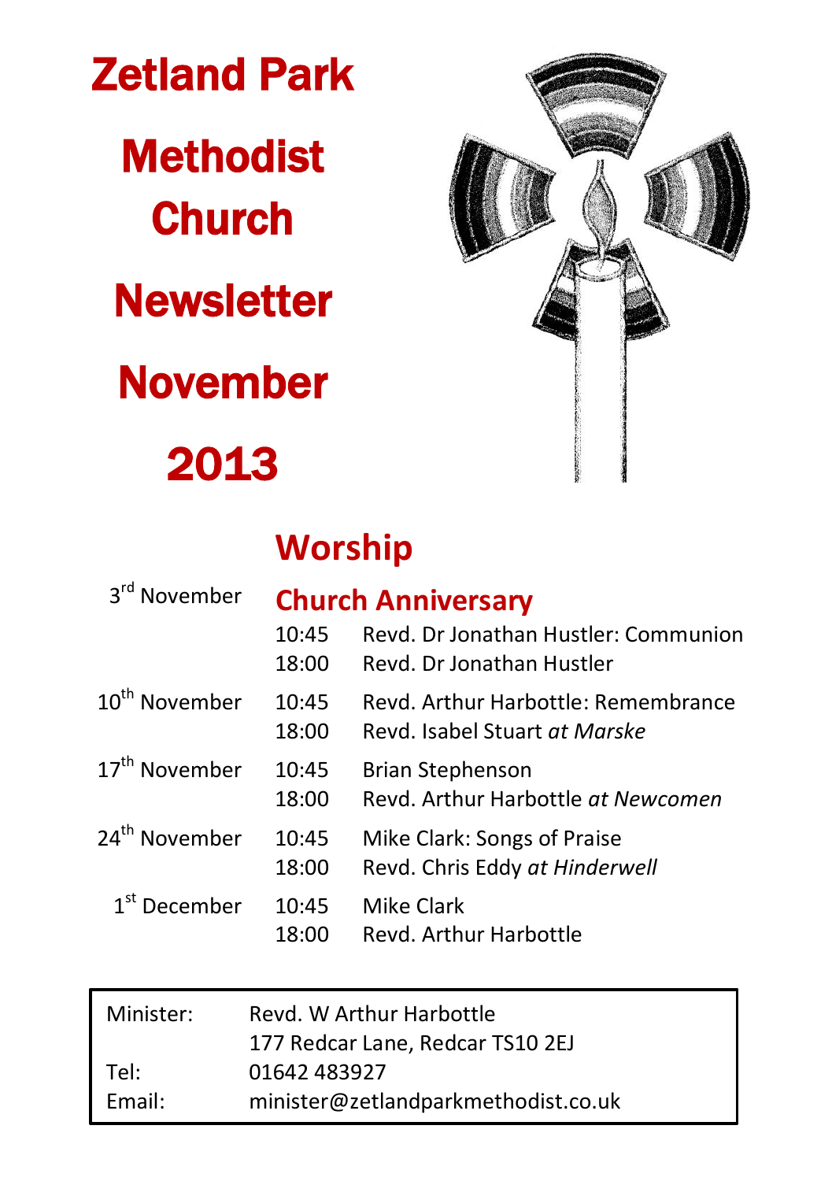# Zetland Park Methodist Church Newsletter November 2013

## Worship

| | | |
|---|---|---|
| 3rd November | **Church Anniversary** | |
| | 10:45 | Revd. Dr Jonathan Hustler: Communion |
| | 18:00 | Revd. Dr Jonathan Hustler |
| 10th November | 10:45 | Revd. Arthur Harbottle: Remembrance |
| | 18:00 | Revd. Isabel Stuart *at Marske* |
| 17th November | 10:45 | Brian Stephenson |
| | 18:00 | Revd. Arthur Harbottle *at Newcomen* |
| 24th November | 10:45 | Mike Clark: Songs of Praise |
| | 18:00 | Revd. Chris Eddy *at Hinderwell* |
| 1st December | 10:45 | Mike Clark |
| | 18:00 | Revd. Arthur Harbottle |

| | |
|---|---|
| Minister: | Revd. W Arthur Harbottle |
| | 177 Redcar Lane, Redcar TS10 2EJ |
| Tel: | 01642 483927 |
| Email: | minister@zetlandparkmethodist.co.uk |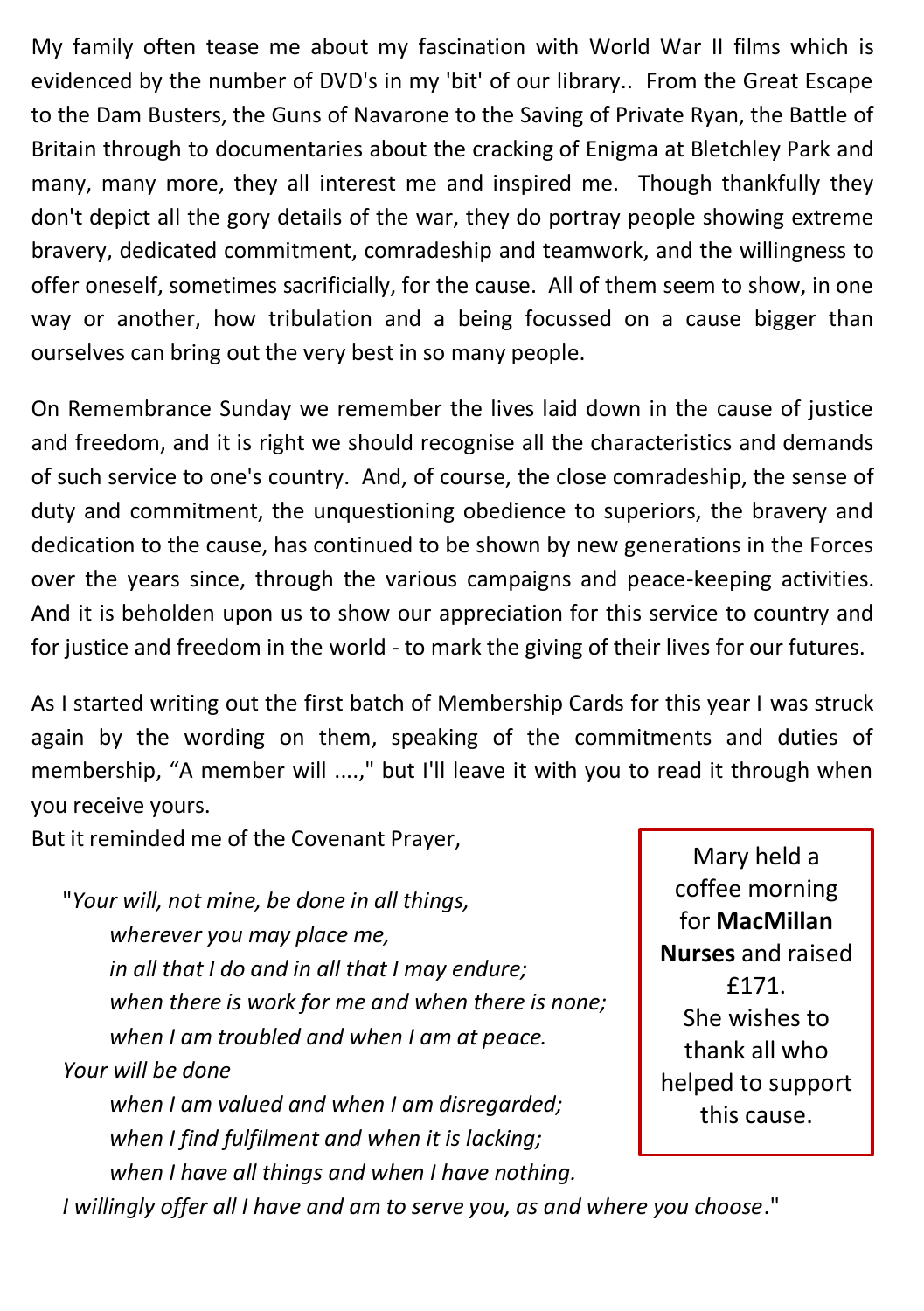My family often tease me about my fascination with World War II films which is evidenced by the number of DVD's in my 'bit' of our library.. From the Great Escape to the Dam Busters, the Guns of Navarone to the Saving of Private Ryan, the Battle of Britain through to documentaries about the cracking of Enigma at Bletchley Park and many, many more, they all interest me and inspired me. Though thankfully they don't depict all the gory details of the war, they do portray people showing extreme bravery, dedicated commitment, comradeship and teamwork, and the willingness to offer oneself, sometimes sacrificially, for the cause. All of them seem to show, in one way or another, how tribulation and a being focussed on a cause bigger than ourselves can bring out the very best in so many people.

On Remembrance Sunday we remember the lives laid down in the cause of justice and freedom, and it is right we should recognise all the characteristics and demands of such service to one's country. And, of course, the close comradeship, the sense of duty and commitment, the unquestioning obedience to superiors, the bravery and dedication to the cause, has continued to be shown by new generations in the Forces over the years since, through the various campaigns and peace-keeping activities. And it is beholden upon us to show our appreciation for this service to country and for justice and freedom in the world - to mark the giving of their lives for our futures.

As I started writing out the first batch of Membership Cards for this year I was struck again by the wording on them, speaking of the commitments and duties of membership, “A member will ....," but I'll leave it with you to read it through when you receive yours.

But it reminded me of the Covenant Prayer,

> "*Your will, not mine, be done in all things,*
> *wherever you may place me,*
> *in all that I do and in all that I may endure;*
> *when there is work for me and when there is none;*
> *when I am troubled and when I am at peace.*
> *Your will be done*
> *when I am valued and when I am disregarded;*
> *when I find fulfilment and when it is lacking;*
> *when I have all things and when I have nothing.*
> *I willingly offer all I have and am to serve you, as and where you choose*."

Mary held a coffee morning for **MacMillan Nurses** and raised £171. She wishes to thank all who helped to support this cause.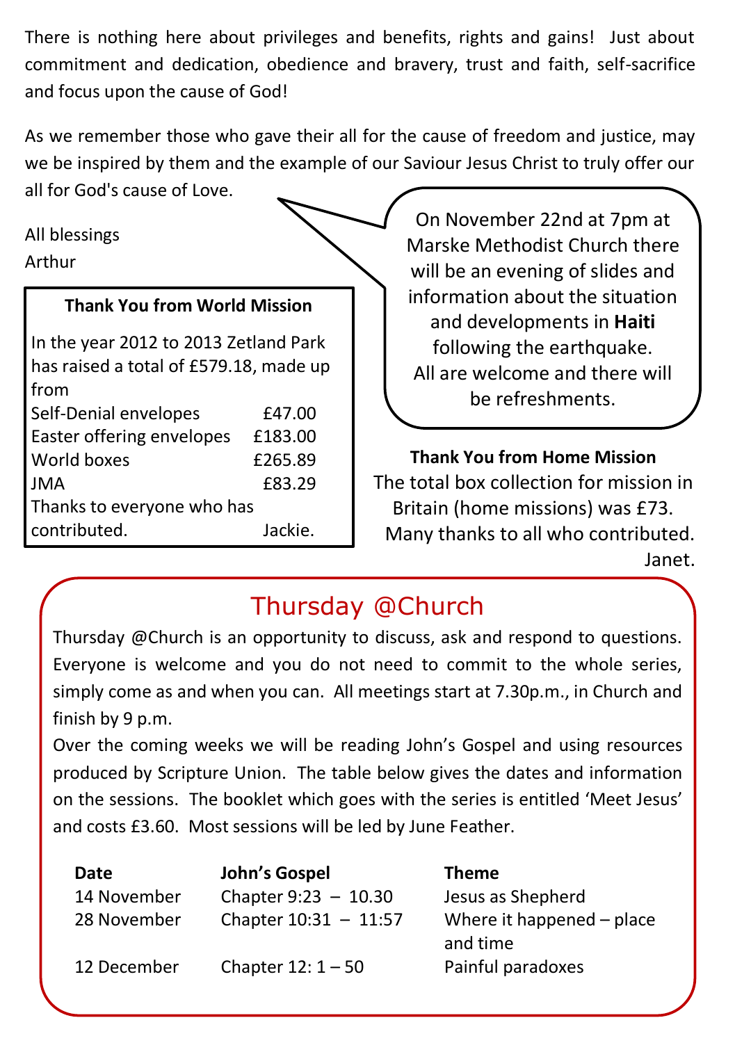There is nothing here about privileges and benefits, rights and gains! Just about commitment and dedication, obedience and bravery, trust and faith, self-sacrifice and focus upon the cause of God!

As we remember those who gave their all for the cause of freedom and justice, may we be inspired by them and the example of our Saviour Jesus Christ to truly offer our all for God's cause of Love.

All blessings
Arthur

On November 22nd at 7pm at Marske Methodist Church there will be an evening of slides and information about the situation and developments in **Haiti** following the earthquake. All are welcome and there will be refreshments.

**Thank You from World Mission**

In the year 2012 to 2013 Zetland Park has raised a total of £579.18, made up from

| | |
|---|---|
| Self-Denial envelopes | £47.00 |
| Easter offering envelopes | £183.00 |
| World boxes | £265.89 |
| JMA | £83.29 |

Thanks to everyone who has contributed. Jackie.

**Thank You from Home Mission**

The total box collection for mission in Britain (home missions) was £73. Many thanks to all who contributed.
Janet.

## Thursday @Church

Thursday @Church is an opportunity to discuss, ask and respond to questions. Everyone is welcome and you do not need to commit to the whole series, simply come as and when you can. All meetings start at 7.30p.m., in Church and finish by 9 p.m.

Over the coming weeks we will be reading John's Gospel and using resources produced by Scripture Union. The table below gives the dates and information on the sessions. The booklet which goes with the series is entitled 'Meet Jesus' and costs £3.60. Most sessions will be led by June Feather.

| Date | John's Gospel | Theme |
|---|---|---|
| 14 November | Chapter 9:23 – 10.30 | Jesus as Shepherd |
| 28 November | Chapter 10:31 – 11:57 | Where it happened – place and time |
| 12 December | Chapter 12: 1 – 50 | Painful paradoxes |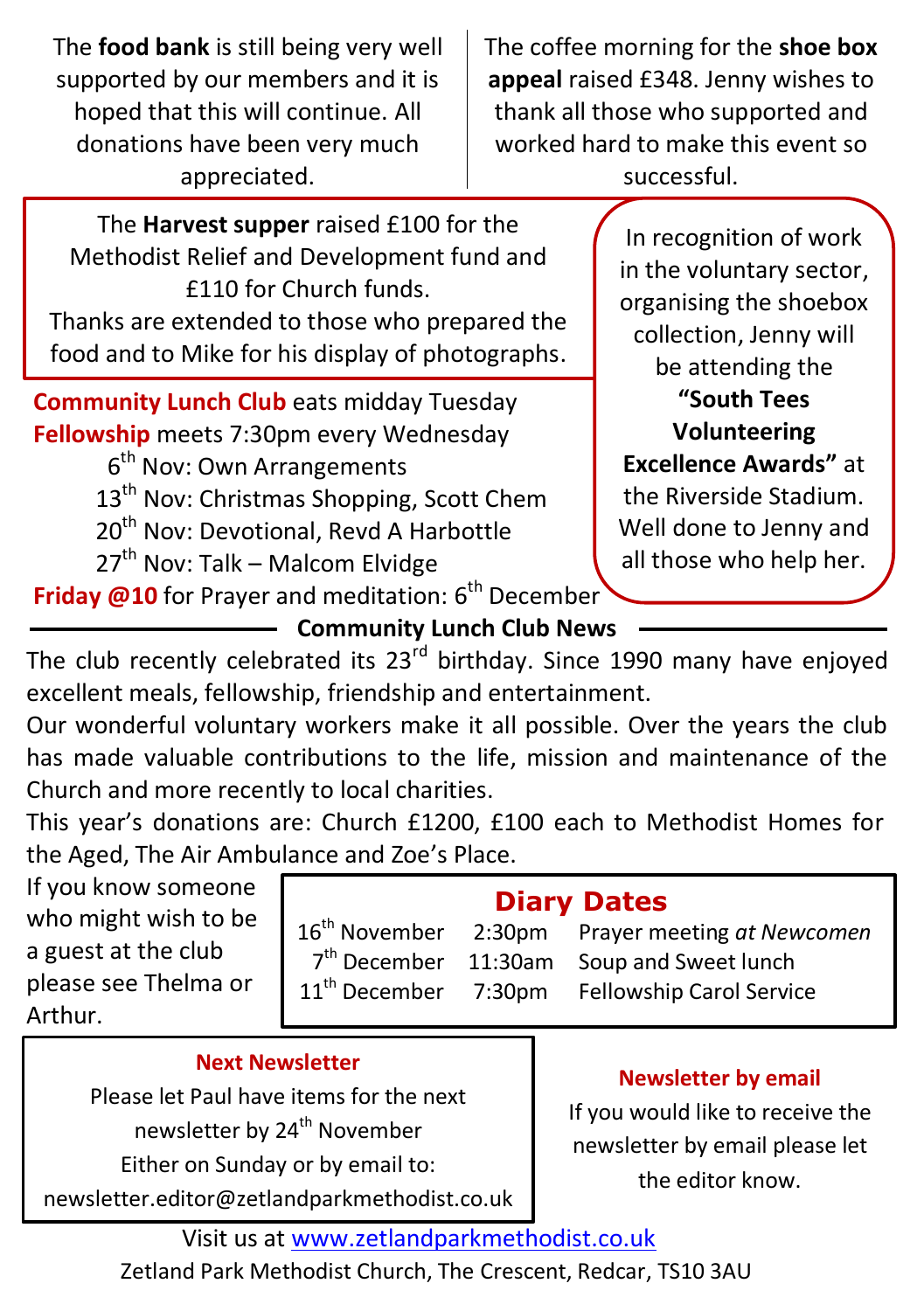The **food bank** is still being very well supported by our members and it is hoped that this will continue. All donations have been very much appreciated.

The coffee morning for the **shoe box appeal** raised £348. Jenny wishes to thank all those who supported and worked hard to make this event so successful.

The **Harvest supper** raised £100 for the Methodist Relief and Development fund and £110 for Church funds.
Thanks are extended to those who prepared the food and to Mike for his display of photographs.

In recognition of work in the voluntary sector, organising the shoebox collection, Jenny will be attending the **"South Tees Volunteering Excellence Awards"** at the Riverside Stadium. Well done to Jenny and all those who help her.

**Community Lunch Club** eats midday Tuesday
**Fellowship** meets 7:30pm every Wednesday

- 6th Nov: Own Arrangements
- 13th Nov: Christmas Shopping, Scott Chem
- 20th Nov: Devotional, Revd A Harbottle
- 27th Nov: Talk – Malcom Elvidge

**Friday @10** for Prayer and meditation: 6th December

## Community Lunch Club News

The club recently celebrated its 23rd birthday. Since 1990 many have enjoyed excellent meals, fellowship, friendship and entertainment.

Our wonderful voluntary workers make it all possible. Over the years the club has made valuable contributions to the life, mission and maintenance of the Church and more recently to local charities.

This year's donations are: Church £1200, £100 each to Methodist Homes for the Aged, The Air Ambulance and Zoe's Place.

If you know someone who might wish to be a guest at the club please see Thelma or Arthur.

### Diary Dates

| | | |
|---|---|---|
| 16th November | 2:30pm | Prayer meeting *at Newcomen* |
| 7th December | 11:30am | Soup and Sweet lunch |
| 11th December | 7:30pm | Fellowship Carol Service |

**Next Newsletter**

Please let Paul have items for the next newsletter by 24th November
Either on Sunday or by email to:
newsletter.editor@zetlandparkmethodist.co.uk

**Newsletter by email**

If you would like to receive the newsletter by email please let the editor know.

Visit us at [www.zetlandparkmethodist.co.uk](http://www.zetlandparkmethodist.co.uk)
Zetland Park Methodist Church, The Crescent, Redcar, TS10 3AU